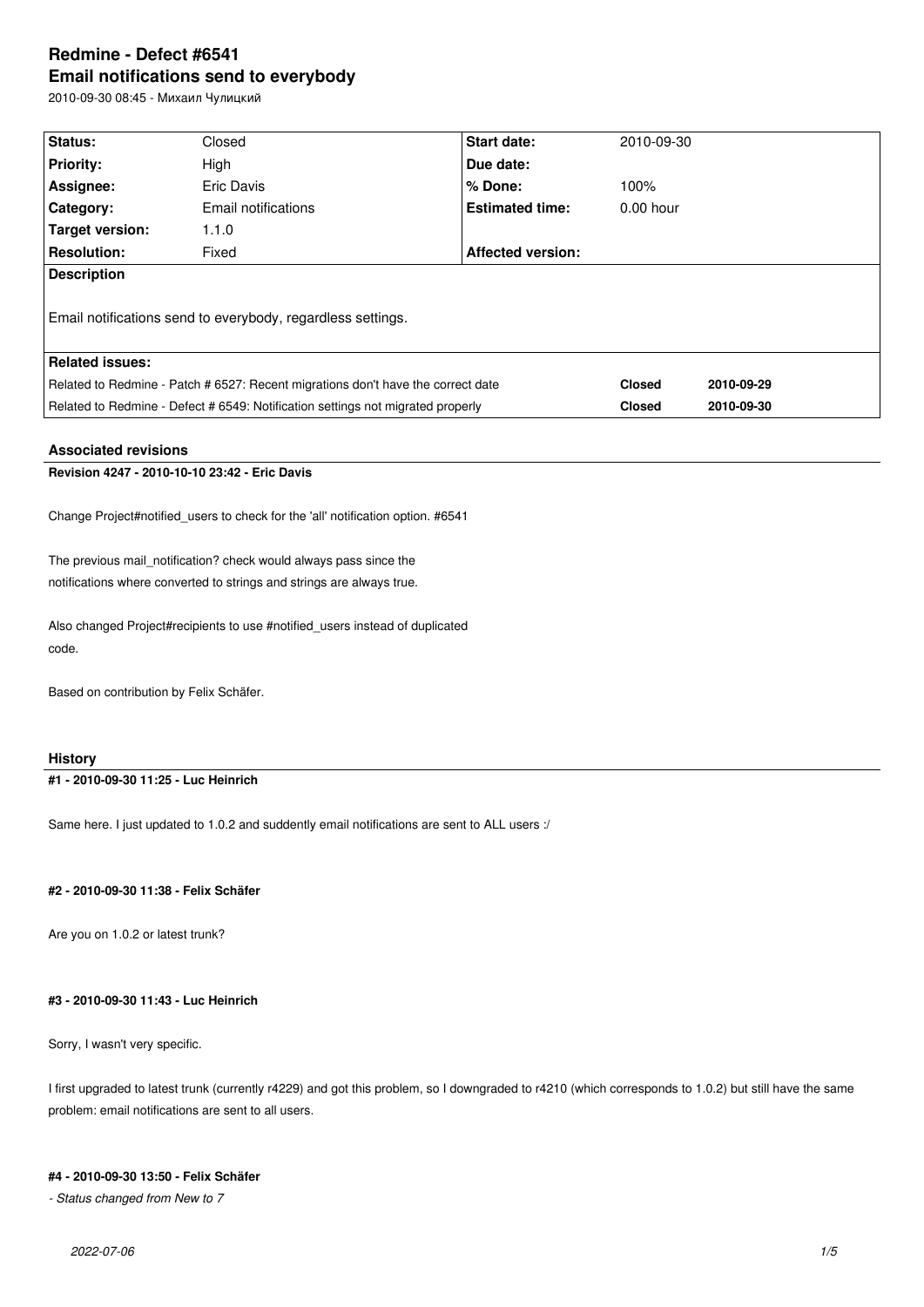# Redmine - Defect #6541

## Email notifications send to everybody

2010-09-30 08:45 - Михаил Чулицкий

| Status: | Closed | Start date: | 2010-09-30 |
|---|---|---|---|
| Priority: | High | Due date: | |
| Assignee: | Eric Davis | % Done: | 100% |
| Category: | Email notifications | Estimated time: | 0.00 hour |
| Target version: | 1.1.0 | | |
| Resolution: | Fixed | Affected version: | |

**Description**

Email notifications send to everybody, regardless settings.

**Related issues:**

| | | |
|---|---|---|
| Related to Redmine - Patch # 6527: Recent migrations don't have the correct date | Closed | 2010-09-29 |
| Related to Redmine - Defect # 6549: Notification settings not migrated properly | Closed | 2010-09-30 |

### Associated revisions

**Revision 4247 - 2010-10-10 23:42 - Eric Davis**

Change Project#notified_users to check for the 'all' notification option. #6541

The previous mail_notification? check would always pass since the notifications where converted to strings and strings are always true.

Also changed Project#recipients to use #notified_users instead of duplicated code.

Based on contribution by Felix Schäfer.

### History

**#1 - 2010-09-30 11:25 - Luc Heinrich**

Same here. I just updated to 1.0.2 and suddently email notifications are sent to ALL users :/

**#2 - 2010-09-30 11:38 - Felix Schäfer**

Are you on 1.0.2 or latest trunk?

**#3 - 2010-09-30 11:43 - Luc Heinrich**

Sorry, I wasn't very specific.

I first upgraded to latest trunk (currently r4229) and got this problem, so I downgraded to r4210 (which corresponds to 1.0.2) but still have the same problem: email notifications are sent to all users.

**#4 - 2010-09-30 13:50 - Felix Schäfer**

*- Status changed from New to 7*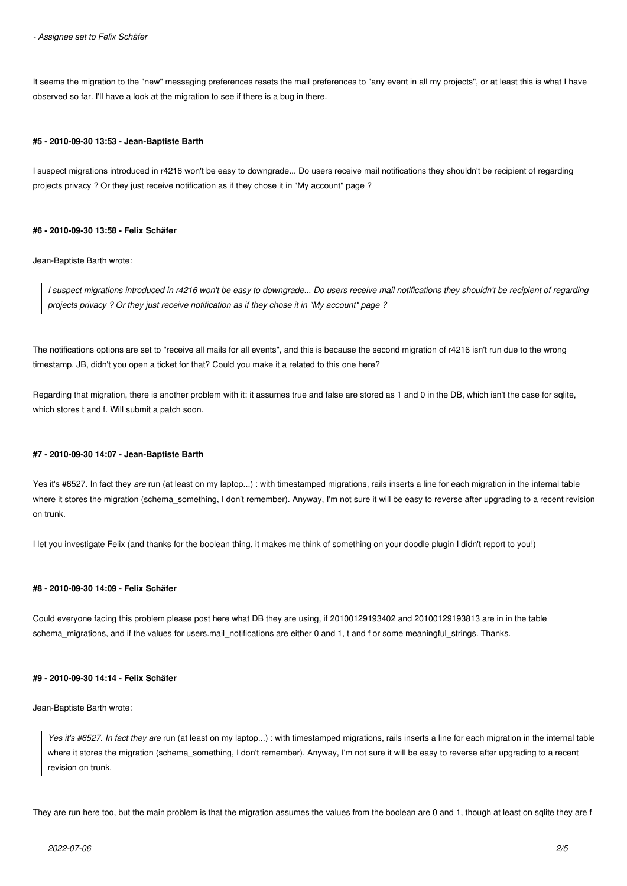*- Assignee set to Felix Schäfer*

It seems the migration to the "new" messaging preferences resets the mail preferences to "any event in all my projects", or at least this is what I have observed so far. I'll have a look at the migration to see if there is a bug in there.

#### #5 - 2010-09-30 13:53 - Jean-Baptiste Barth

I suspect migrations introduced in r4216 won't be easy to downgrade... Do users receive mail notifications they shouldn't be recipient of regarding projects privacy ? Or they just receive notification as if they chose it in "My account" page ?

#### #6 - 2010-09-30 13:58 - Felix Schäfer

Jean-Baptiste Barth wrote:

> *I suspect migrations introduced in r4216 won't be easy to downgrade... Do users receive mail notifications they shouldn't be recipient of regarding projects privacy ? Or they just receive notification as if they chose it in "My account" page ?*

The notifications options are set to "receive all mails for all events", and this is because the second migration of r4216 isn't run due to the wrong timestamp. JB, didn't you open a ticket for that? Could you make it a related to this one here?

Regarding that migration, there is another problem with it: it assumes true and false are stored as 1 and 0 in the DB, which isn't the case for sqlite, which stores t and f. Will submit a patch soon.

#### #7 - 2010-09-30 14:07 - Jean-Baptiste Barth

Yes it's #6527. In fact they *are* run (at least on my laptop...) : with timestamped migrations, rails inserts a line for each migration in the internal table where it stores the migration (schema_something, I don't remember). Anyway, I'm not sure it will be easy to reverse after upgrading to a recent revision on trunk.

I let you investigate Felix (and thanks for the boolean thing, it makes me think of something on your doodle plugin I didn't report to you!)

#### #8 - 2010-09-30 14:09 - Felix Schäfer

Could everyone facing this problem please post here what DB they are using, if 20100129193402 and 20100129193813 are in in the table schema_migrations, and if the values for users.mail_notifications are either 0 and 1, t and f or some meaningful_strings. Thanks.

#### #9 - 2010-09-30 14:14 - Felix Schäfer

Jean-Baptiste Barth wrote:

> *Yes it's #6527. In fact they are* run (at least on my laptop...) : with timestamped migrations, rails inserts a line for each migration in the internal table where it stores the migration (schema_something, I don't remember). Anyway, I'm not sure it will be easy to reverse after upgrading to a recent revision on trunk.

They are run here too, but the main problem is that the migration assumes the values from the boolean are 0 and 1, though at least on sqlite they are f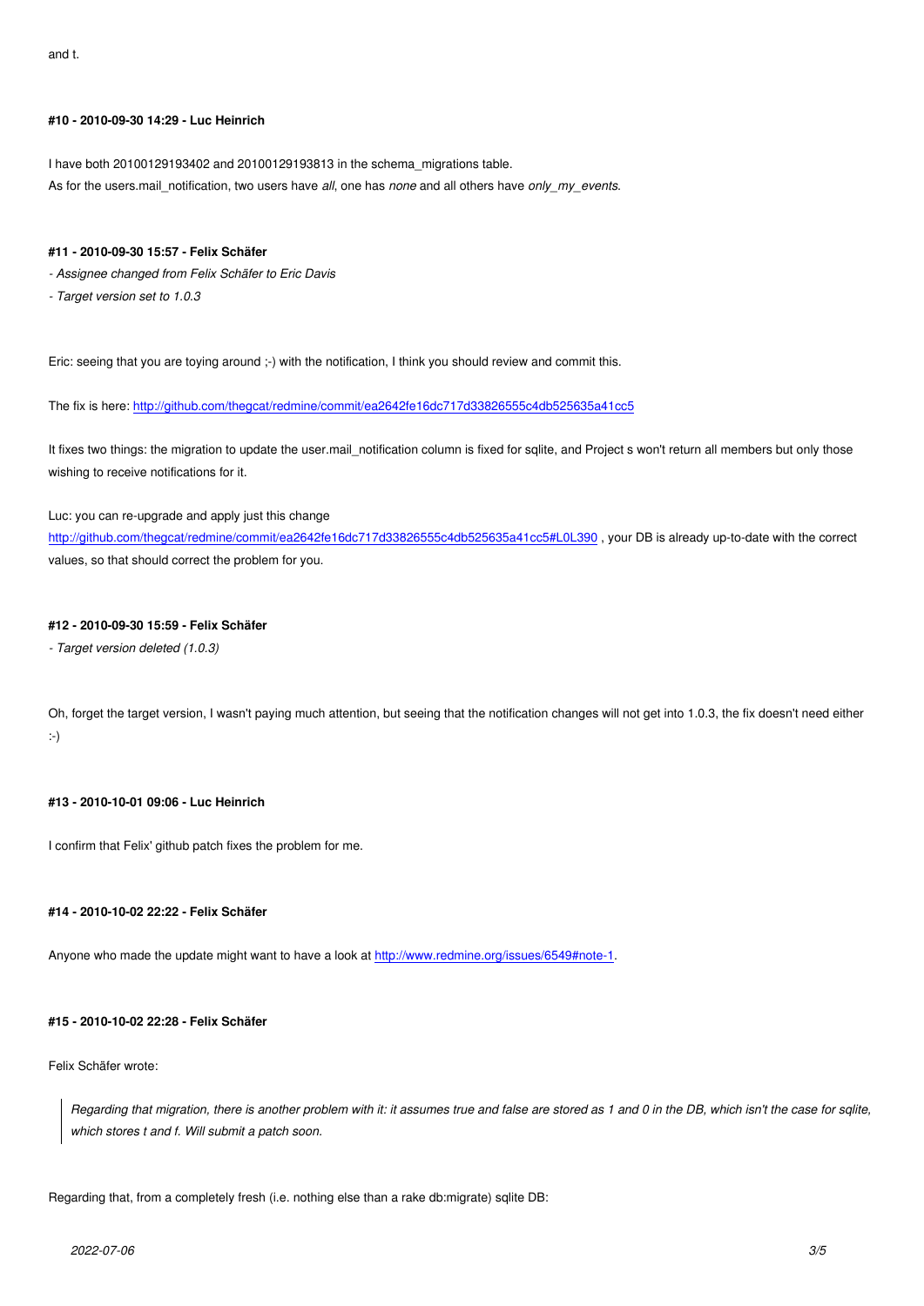and t.

#### #10 - 2010-09-30 14:29 - Luc Heinrich

I have both 20100129193402 and 20100129193813 in the schema_migrations table.
As for the users.mail_notification, two users have *all*, one has *none* and all others have *only_my_events*.

#### #11 - 2010-09-30 15:57 - Felix Schäfer

*- Assignee changed from Felix Schäfer to Eric Davis*

*- Target version set to 1.0.3*

Eric: seeing that you are toying around ;-) with the notification, I think you should review and commit this.

The fix is here: http://github.com/thegcat/redmine/commit/ea2642fe16dc717d33826555c4db525635a41cc5

It fixes two things: the migration to update the user.mail_notification column is fixed for sqlite, and Project s won't return all members but only those wishing to receive notifications for it.

Luc: you can re-upgrade and apply just this change
http://github.com/thegcat/redmine/commit/ea2642fe16dc717d33826555c4db525635a41cc5#L0L390 , your DB is already up-to-date with the correct values, so that should correct the problem for you.

#### #12 - 2010-09-30 15:59 - Felix Schäfer

*- Target version deleted (1.0.3)*

Oh, forget the target version, I wasn't paying much attention, but seeing that the notification changes will not get into 1.0.3, the fix doesn't need either :-)

#### #13 - 2010-10-01 09:06 - Luc Heinrich

I confirm that Felix' github patch fixes the problem for me.

#### #14 - 2010-10-02 22:22 - Felix Schäfer

Anyone who made the update might want to have a look at http://www.redmine.org/issues/6549#note-1.

#### #15 - 2010-10-02 22:28 - Felix Schäfer

Felix Schäfer wrote:

> *Regarding that migration, there is another problem with it: it assumes true and false are stored as 1 and 0 in the DB, which isn't the case for sqlite, which stores t and f. Will submit a patch soon.*

Regarding that, from a completely fresh (i.e. nothing else than a rake db:migrate) sqlite DB: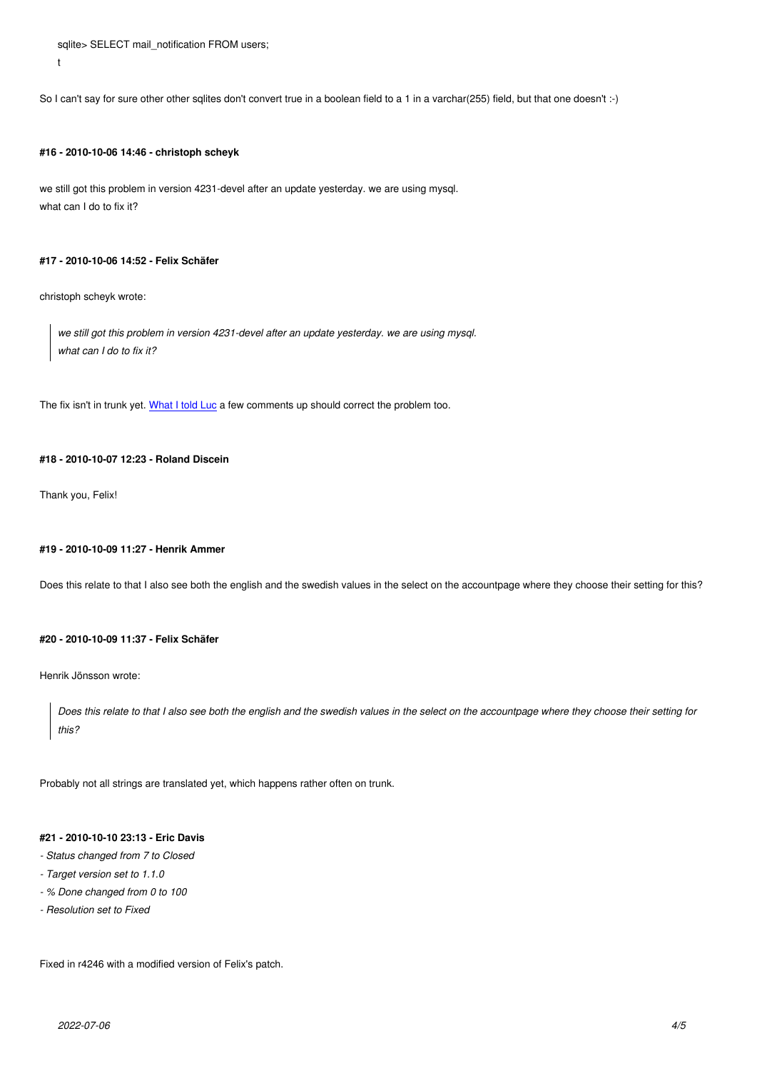```
sqlite> SELECT mail_notification FROM users;
t
```

So I can't say for sure other other sqlites don't convert true in a boolean field to a 1 in a varchar(255) field, but that one doesn't :-)

#### #16 - 2010-10-06 14:46 - christoph scheyk

we still got this problem in version 4231-devel after an update yesterday. we are using mysql.
what can I do to fix it?

#### #17 - 2010-10-06 14:52 - Felix Schäfer

christoph scheyk wrote:

> *we still got this problem in version 4231-devel after an update yesterday. we are using mysql.*
> *what can I do to fix it?*

The fix isn't in trunk yet. [What I told Luc] a few comments up should correct the problem too.

#### #18 - 2010-10-07 12:23 - Roland Discein

Thank you, Felix!

#### #19 - 2010-10-09 11:27 - Henrik Ammer

Does this relate to that I also see both the english and the swedish values in the select on the accountpage where they choose their setting for this?

#### #20 - 2010-10-09 11:37 - Felix Schäfer

Henrik Jönsson wrote:

> *Does this relate to that I also see both the english and the swedish values in the select on the accountpage where they choose their setting for this?*

Probably not all strings are translated yet, which happens rather often on trunk.

#### #21 - 2010-10-10 23:13 - Eric Davis

- *Status changed from 7 to Closed*
- *Target version set to 1.1.0*
- *% Done changed from 0 to 100*
- *Resolution set to Fixed*

Fixed in r4246 with a modified version of Felix's patch.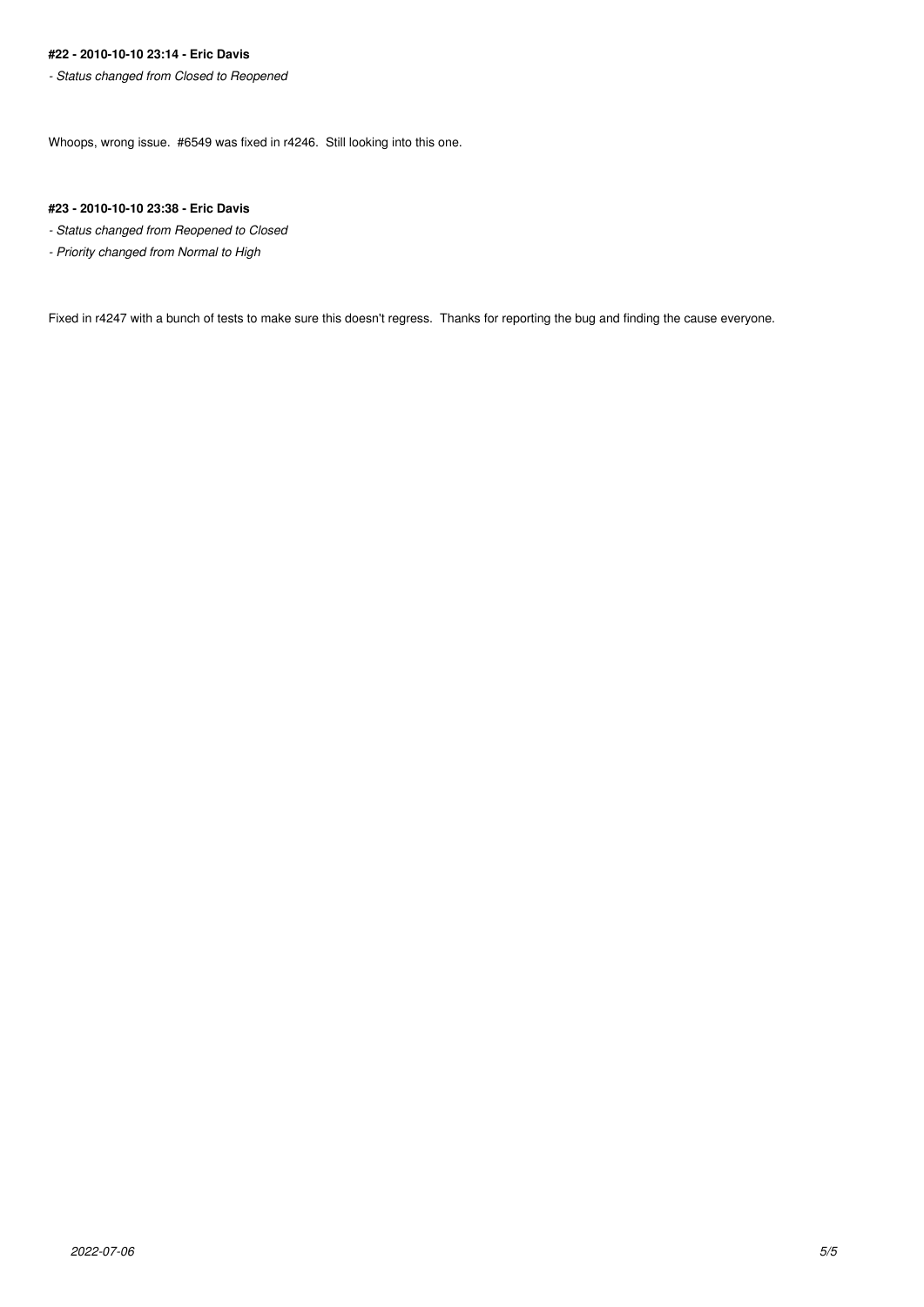**#22 - 2010-10-10 23:14 - Eric Davis**

*- Status changed from Closed to Reopened*

Whoops, wrong issue. #6549 was fixed in r4246. Still looking into this one.

**#23 - 2010-10-10 23:38 - Eric Davis**

*- Status changed from Reopened to Closed*

*- Priority changed from Normal to High*

Fixed in r4247 with a bunch of tests to make sure this doesn't regress. Thanks for reporting the bug and finding the cause everyone.